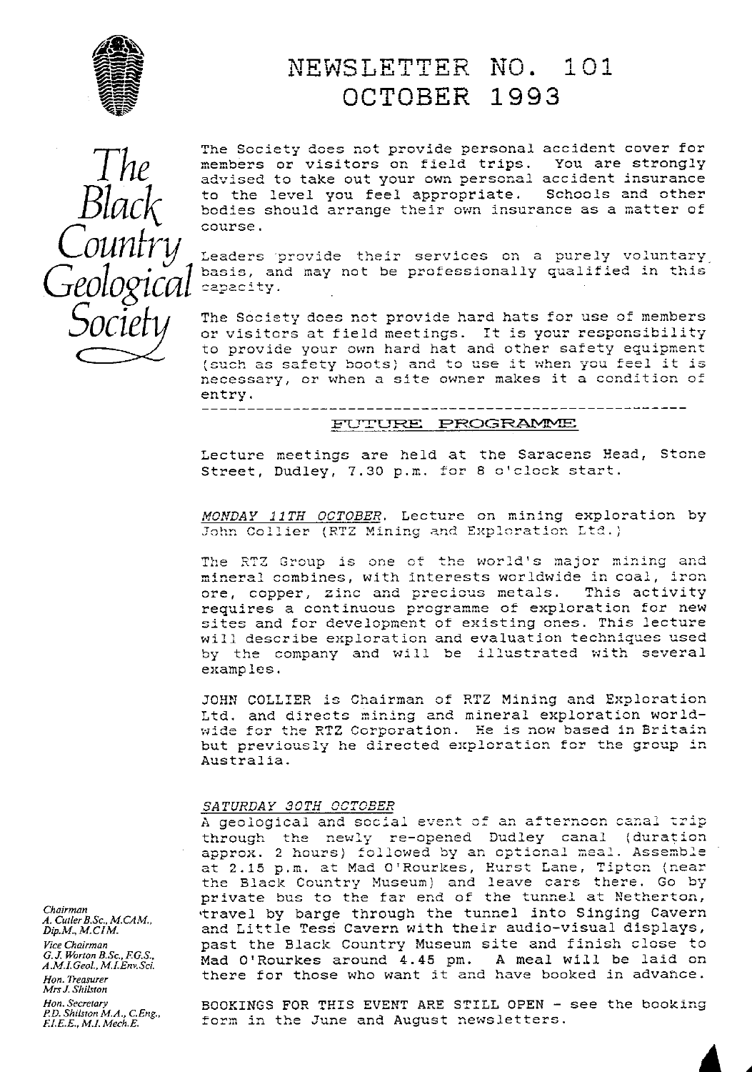# NEWSLETTER NO. 101
# OCTOBER 1993

The Black Country Geological Society

The Society does not provide personal accident cover for members or visitors on field trips. You are strongly advised to take out your own personal accident insurance to the level you feel appropriate. Schools and other bodies should arrange their own insurance as a matter of course.

Leaders provide their services on a purely voluntary basis, and may not be professionally qualified in this capacity.

The Society does not provide hard hats for use of members or visitors at field meetings. It is your responsibility to provide your own hard hat and other safety equipment (such as safety boots) and to use it when you feel it is necessary, or when a site owner makes it a condition of entry.

---

## FUTURE PROGRAMME

Lecture meetings are held at the Saracens Head, Stone Street, Dudley, 7.30 p.m. for 8 o'clock start.

*MONDAY 11TH OCTOBER*. Lecture on mining exploration by John Collier (RTZ Mining and Exploration Ltd.)

The RTZ Group is one of the world's major mining and mineral combines, with interests worldwide in coal, iron ore, copper, zinc and precious metals. This activity requires a continuous programme of exploration for new sites and for development of existing ones. This lecture will describe exploration and evaluation techniques used by the company and will be illustrated with several examples.

JOHN COLLIER is Chairman of RTZ Mining and Exploration Ltd. and directs mining and mineral exploration worldwide for the RTZ Corporation. He is now based in Britain but previously he directed exploration for the group in Australia.

*SATURDAY 30TH OCTOBER*

A geological and social event of an afternoon canal trip through the newly re-opened Dudley canal (duration approx. 2 hours) followed by an optional meal. Assemble at 2.15 p.m. at Mad O'Rourkes, Hurst Lane, Tipton (near the Black Country Museum) and leave cars there. Go by private bus to the far end of the tunnel at Netherton, travel by barge through the tunnel into Singing Cavern and Little Tess Cavern with their audio-visual displays, past the Black Country Museum site and finish close to Mad O'Rourkes around 4.45 pm. A meal will be laid on there for those who want it and have booked in advance.

BOOKINGS FOR THIS EVENT ARE STILL OPEN - see the booking form in the June and August newsletters.

*Chairman*
A. Cutler B.Sc., M.CAM., Dip.M., M.CIM.

*Vice Chairman*
G.J. Worton B.Sc., F.G.S., A.M.I.Geol., M.I.Env.Sci.

*Hon. Treasurer*
Mrs J. Shilston

*Hon. Secretary*
P.D. Shilston M.A., C.Eng., F.I.E.E., M.I.Mech.E.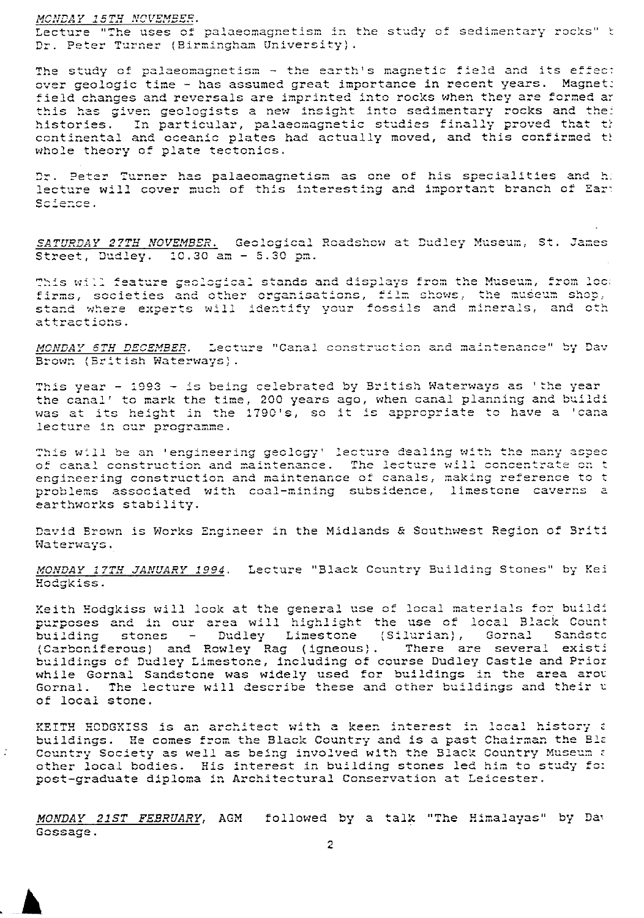*MONDAY 15TH NOVEMBER.*
Lecture "The uses of palaeomagnetism in the study of sedimentary rocks" t
Dr. Peter Turner (Birmingham University).

The study of palaeomagnetism - the earth's magnetic field and its effec
over geologic time - has assumed great importance in recent years. Magnet
field changes and reversals are imprinted into rocks when they are formed ar
this has given geologists a new insight into sedimentary rocks and the
histories. In particular, palaeomagnetic studies finally proved that th
continental and oceanic plates had actually moved, and this confirmed th
whole theory of plate tectonics.

Dr. Peter Turner has palaeomagnetism as one of his specialities and h
lecture will cover much of this interesting and important branch of Ear
Science.

*SATURDAY 27TH NOVEMBER.* Geological Roadshow at Dudley Museum, St. James
Street, Dudley. 10.30 am - 5.30 pm.

This will feature geological stands and displays from the Museum, from loc
firms, societies and other organisations, film shows, the museum shop,
stand where experts will identify your fossils and minerals, and oth
attractions.

*MONDAY 6TH DECEMBER.* Lecture "Canal construction and maintenance" by Dav
Brown (British Waterways).

This year - 1993 - is being celebrated by British Waterways as 'the year
the canal' to mark the time, 200 years ago, when canal planning and buildi
was at its height in the 1790's, so it is appropriate to have a 'cana
lecture in our programme.

This will be an 'engineering geology' lecture dealing with the many aspec
of canal construction and maintenance. The lecture will concentrate on t
engineering construction and maintenance of canals, making reference to t
problems associated with coal-mining subsidence, limestone caverns a
earthworks stability.

David Brown is Works Engineer in the Midlands & Southwest Region of Briti
Waterways.

*MONDAY 17TH JANUARY 1994.* Lecture "Black Country Building Stones" by Kei
Hodgkiss.

Keith Hodgkiss will look at the general use of local materials for buildi
purposes and in our area will highlight the use of local Black Count
building stones - Dudley Limestone (Silurian), Gornal Sandstc
(Carboniferous) and Rowley Rag (igneous). There are several existi
buildings of Dudley Limestone, including of course Dudley Castle and Prior
while Gornal Sandstone was widely used for buildings in the area arou
Gornal. The lecture will describe these and other buildings and their u
of local stone.

KEITH HODGKISS is an architect with a keen interest in local history a
buildings. He comes from the Black Country and is a past Chairman the Bla
Country Society as well as being involved with the Black Country Museum a
other local bodies. His interest in building stones led him to study fo
post-graduate diploma in Architectural Conservation at Leicester.

*MONDAY 21ST FEBRUARY,* AGM followed by a talk "The Himalayas" by Dav
Gossage.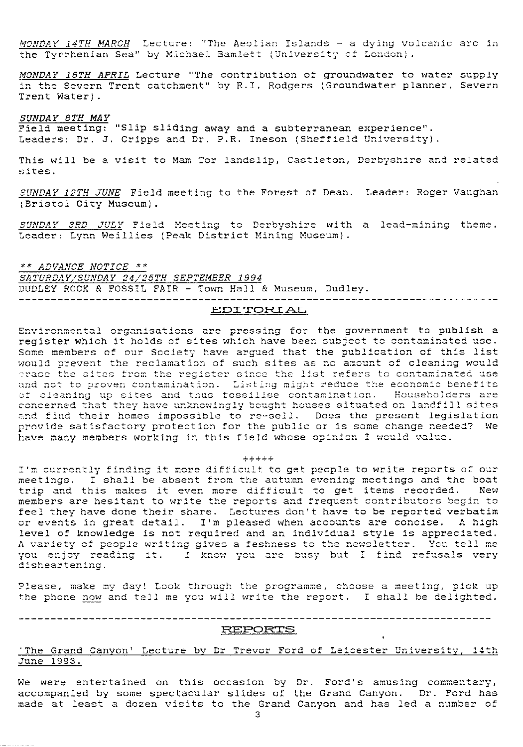*MONDAY 14TH MARCH* Lecture: "The Aeolian Islands - a dying volcanic arc in the Tyrrhenian Sea" by Michael Bamlett (University of London).

*MONDAY 18TH APRIL* Lecture "The contribution of groundwater to water supply in the Severn Trent catchment" by R.I. Rodgers (Groundwater planner, Severn Trent Water).

*SUNDAY 8TH MAY*
Field meeting: "Slip sliding away and a subterranean experience".
Leaders: Dr. J. Cripps and Dr. P.R. Ineson (Sheffield University).

This will be a visit to Mam Tor landslip, Castleton, Derbyshire and related sites.

*SUNDAY 12TH JUNE* Field meeting to the Forest of Dean. Leader: Roger Vaughan (Bristol City Museum).

*SUNDAY 3RD JULY* Field Meeting to Derbyshire with a lead-mining theme. Leader: Lynn Weillies (Peak District Mining Museum).

*\*\* ADVANCE NOTICE \*\**
*SATURDAY/SUNDAY 24/25TH SEPTEMBER 1994*
DUDLEY ROCK & FOSSIL FAIR - Town Hall & Museum, Dudley.

---

## EDITORIAL

Environmental organisations are pressing for the government to publish a register which it holds of sites which have been subject to contaminated use. Some members of our Society have argued that the publication of this list would prevent the reclamation of such sites as no amount of cleaning would erase the sites from the register since the list refers to contaminated use and not to proven contamination. Listing might reduce the economic benefits of cleaning up sites and thus fossilise contamination. Householders are concerned that they have unknowingly bought houses situated on landfill sites and find their homes impossible to re-sell. Does the present legislation provide satisfactory protection for the public or is some change needed? We have many members working in this field whose opinion I would value.

+++++

I'm currently finding it more difficult to get people to write reports of our meetings. I shall be absent from the autumn evening meetings and the boat trip and this makes it even more difficult to get items recorded. New members are hesitant to write the reports and frequent contributors begin to feel they have done their share. Lectures don't have to be reported verbatim or events in great detail. I'm pleased when accounts are concise. A high level of knowledge is not required and an individual style is appreciated. A variety of people writing gives a feshness to the newsletter. You tell me you enjoy reading it. I know you are busy but I find refusals very disheartening.

Please, make my day! Look through the programme, choose a meeting, pick up the phone now and tell me you will write the report. I shall be delighted.

---

## REPORTS

'The Grand Canyon' Lecture by Dr Trevor Ford of Leicester University, 14th June 1993.

We were entertained on this occasion by Dr. Ford's amusing commentary, accompanied by some spectacular slides of the Grand Canyon. Dr. Ford has made at least a dozen visits to the Grand Canyon and has led a number of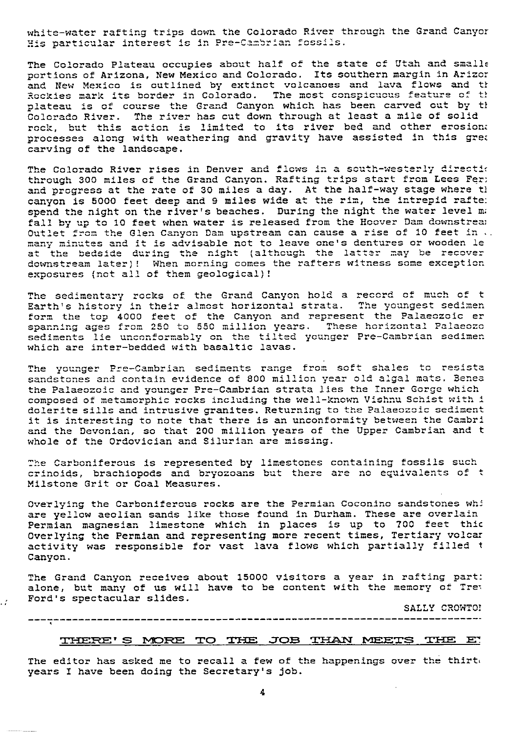white-water rafting trips down the Colorado River through the Grand Canyor His particular interest is in Pre-Cambrian fossils.

The Colorado Plateau occupies about half of the state of Utah and smalle portions of Arizona, New Mexico and Colorado. Its southern margin in Arizor and New Mexico is outlined by extinct volcanoes and lava flows and th Rockies mark its border in Colorado. The most conspicuous feature of th plateau is of course the Grand Canyon which has been carved out by th Colorado River. The river has cut down through at least a mile of solid rock, but this action is limited to its river bed and other erosion processes along with weathering and gravity have assisted in this grea carving of the landscape.

The Colorado River rises in Denver and flows in a south-westerly directi through 300 miles of the Grand Canyon. Rafting trips start from Lees Fer and progress at the rate of 30 miles a day. At the half-way stage where th canyon is 5000 feet deep and 9 miles wide at the rim, the intrepid rafte spend the night on the river's beaches. During the night the water level ma fall by up to 10 feet when water is released from the Hoover Dam downstrea Outlet from the Glen Canyon Dam upstream can cause a rise of 10 feet in .. many minutes and it is advisable not to leave one's dentures or wooden le at the bedside during the night (although the latter may be recover downstream later)! When morning comes the rafters witness some exception exposures (not all of them geological)!

The sedimentary rocks of the Grand Canyon hold a record of much of t Earth's history in their almost horizontal strata. The youngest sedimen form the top 4000 feet of the Canyon and represent the Palaeozoic er spanning ages from 250 to 550 million years. These horizontal Palaeozo sediments lie unconformably on the tilted younger Pre-Cambrian sedimen which are inter-bedded with basaltic lavas.

The younger Pre-Cambrian sediments range from soft shales to resista sandstones and contain evidence of 800 million year old algal mats. Benea the Palaeozoic and younger Pre-Cambrian strata lies the Inner Gorge which composed of metamorphic rocks including the well-known Vishnu Schist with i dolerite sills and intrusive granites. Returning to the Palaeozoic sediment it is interesting to note that there is an unconformity between the Cambri and the Devonian, so that 200 million years of the Upper Cambrian and t whole of the Ordovician and Silurian are missing.

The Carboniferous is represented by limestones containing fossils such crinoids, brachiopods and bryozoans but there are no equivalents of t Milstone Grit or Coal Measures.

Overlying the Carboniferous rocks are the Permian Coconino sandstones wh are yellow aeolian sands like those found in Durham. These are overlain Permian magnesian limestone which in places is up to 700 feet thic Overlying the Permian and representing more recent times, Tertiary volcar activity was responsible for vast lava flows which partially filled t Canyon.

The Grand Canyon receives about 15000 visitors a year in rafting part alone, but many of us will have to be content with the memory of Tre Ford's spectacular slides.

SALLY CROWTO

---

## THERE'S MORE TO THE JOB THAN MEETS THE E

The editor has asked me to recall a few of the happenings over the thirt years I have been doing the Secretary's job.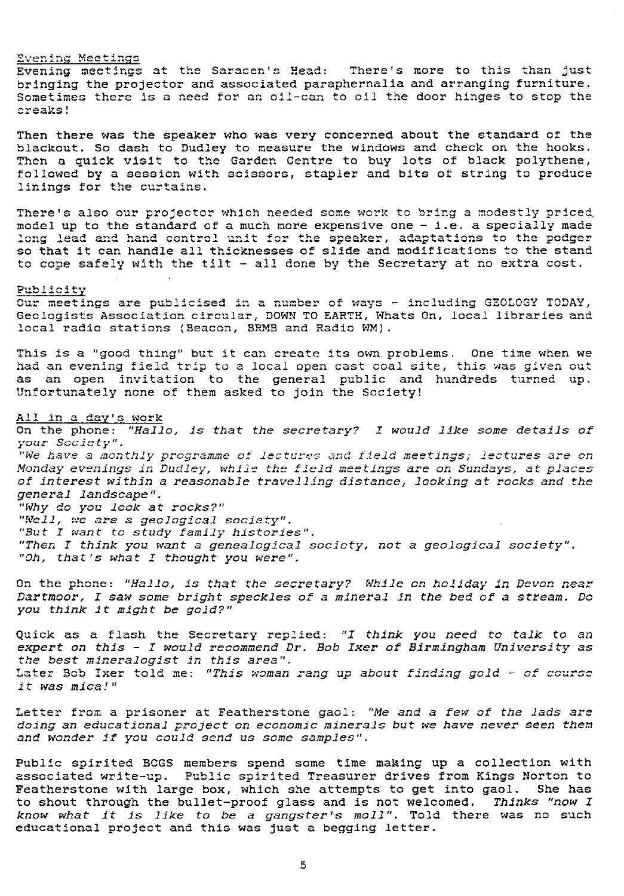Evening Meetings

Evening meetings at the Saracen's Head: There's more to this than just bringing the projector and associated paraphernalia and arranging furniture. Sometimes there is a need for an oil-can to oil the door hinges to stop the creaks!

Then there was the speaker who was very concerned about the standard of the blackout. So dash to Dudley to measure the windows and check on the hooks. Then a quick visit to the Garden Centre to buy lots of black polythene, followed by a session with scissors, stapler and bits of string to produce linings for the curtains.

There's also our projector which needed some work to bring a modestly priced model up to the standard of a much more expensive one - i.e. a specially made long lead and hand control unit for the speaker, adaptations to the podger so that it can handle all thicknesses of slide and modifications to the stand to cope safely with the tilt - all done by the Secretary at no extra cost.

Publicity

Our meetings are publicised in a number of ways - including GEOLOGY TODAY, Geologists Association circular, DOWN TO EARTH, Whats On, local libraries and local radio stations (Beacon, BRMB and Radio WM).

This is a "good thing" but it can create its own problems. One time when we had an evening field trip to a local open cast coal site, this was given out as an open invitation to the general public and hundreds turned up. Unfortunately none of them asked to join the Society!

All in a day's work

On the phone: *"Hallo, is that the secretary? I would like some details of your Society".*

*"We have a monthly programme of lectures and field meetings; lectures are on Monday evenings in Dudley, while the field meetings are on Sundays, at places of interest within a reasonable travelling distance, looking at rocks and the general landscape".*

*"Why do you look at rocks?"*

*"Well, we are a geological society".*

*"But I want to study family histories".*

*"Then I think you want a genealogical society, not a geological society".*

*"Oh, that's what I thought you were".*

On the phone: *"Hallo, is that the secretary? While on holiday in Devon near Dartmoor, I saw some bright speckles of a mineral in the bed of a stream. Do you think it might be gold?"*

Quick as a flash the Secretary replied: *"I think you need to talk to an expert on this - I would recommend Dr. Bob Ixer of Birmingham University as the best mineralogist in this area".*

Later Bob Ixer told me: *"This woman rang up about finding gold - of course it was mica!"*

Letter from a prisoner at Featherstone gaol: *"Me and a few of the lads are doing an educational project on economic minerals but we have never seen them and wonder if you could send us some samples".*

Public spirited BCGS members spend some time making up a collection with associated write-up. Public spirited Treasurer drives from Kings Norton to Featherstone with large box, which she attempts to get into gaol. She has to shout through the bullet-proof glass and is not welcomed. *Thinks "now I know what it is like to be a gangster's moll".* Told there was no such educational project and this was just a begging letter.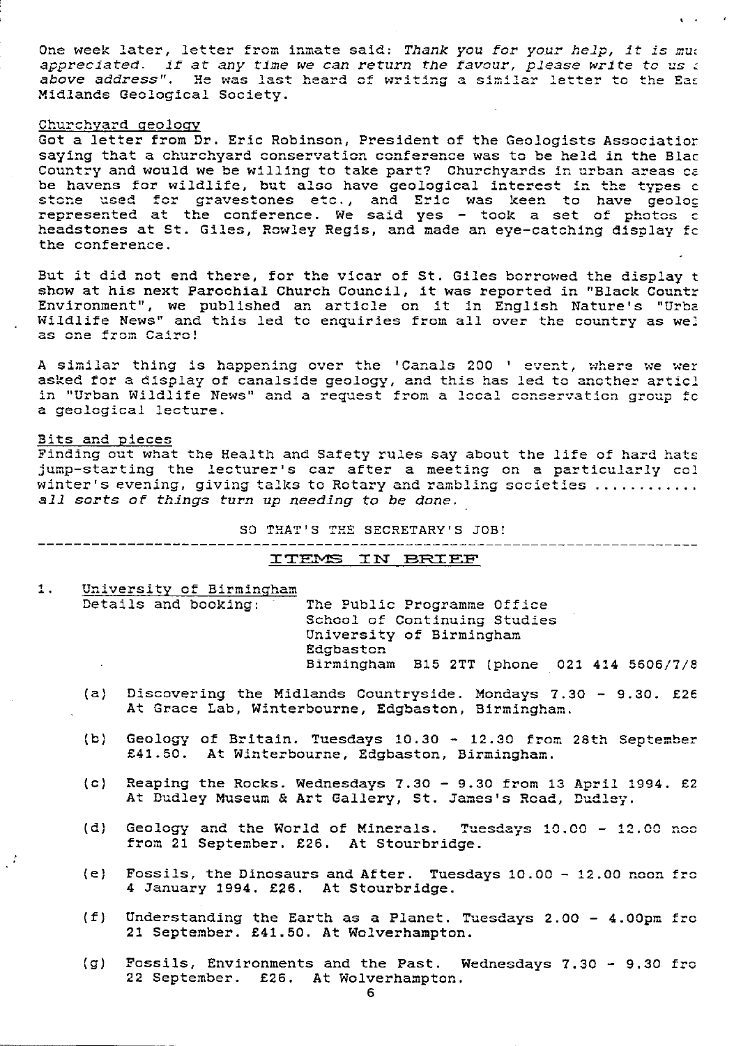One week later, letter from inmate said: *Thank you for your help, it is muc appreciated. If at any time we can return the favour, please write to us a above address".* He was last heard of writing a similar letter to the Eas Midlands Geological Society.

## Churchyard geology

Got a letter from Dr. Eric Robinson, President of the Geologists Associatior saying that a churchyard conservation conference was to be held in the Blac Country and would we be willing to take part? Churchyards in urban areas ca be havens for wildlife, but also have geological interest in the types c stone used for gravestones etc., and Eric was keen to have geolog represented at the conference. We said yes - took a set of photos c headstones at St. Giles, Rowley Regis, and made an eye-catching display fc the conference.

But it did not end there, for the vicar of St. Giles borrowed the display t show at his next Parochial Church Council, it was reported in "Black Countr Environment", we published an article on it in English Nature's "Urba Wildlife News" and this led to enquiries from all over the country as wel as one from Cairo!

A similar thing is happening over the 'Canals 200 ' event, where we wer asked for a display of canalside geology, and this has led to another articl in "Urban Wildlife News" and a request from a local conservation group fc a geological lecture.

## Bits and pieces

Finding out what the Health and Safety rules say about the life of hard hats jump-starting the lecturer's car after a meeting on a particularly col winter's evening, giving talks to Rotary and rambling societies ........... *all sorts of things turn up needing to be done.*

SO THAT'S THE SECRETARY'S JOB!

---

# ITEMS IN BRIEF

1. University of Birmingham

   Details and booking: The Public Programme Office
   School of Continuing Studies
   University of Birmingham
   Edgbaston
   Birmingham B15 2TT (phone 021 414 5606/7/8

   (a) Discovering the Midlands Countryside. Mondays 7.30 - 9.30. £26 At Grace Lab, Winterbourne, Edgbaston, Birmingham.

   (b) Geology of Britain. Tuesdays 10.30 - 12.30 from 28th September £41.50. At Winterbourne, Edgbaston, Birmingham.

   (c) Reaping the Rocks. Wednesdays 7.30 - 9.30 from 13 April 1994. £2 At Dudley Museum & Art Gallery, St. James's Road, Dudley.

   (d) Geology and the World of Minerals. Tuesdays 10.00 - 12.00 noo from 21 September. £26. At Stourbridge.

   (e) Fossils, the Dinosaurs and After. Tuesdays 10.00 - 12.00 noon fro 4 January 1994. £26. At Stourbridge.

   (f) Understanding the Earth as a Planet. Tuesdays 2.00 - 4.00pm fro 21 September. £41.50. At Wolverhampton.

   (g) Fossils, Environments and the Past. Wednesdays 7.30 - 9.30 fro 22 September. £26. At Wolverhampton.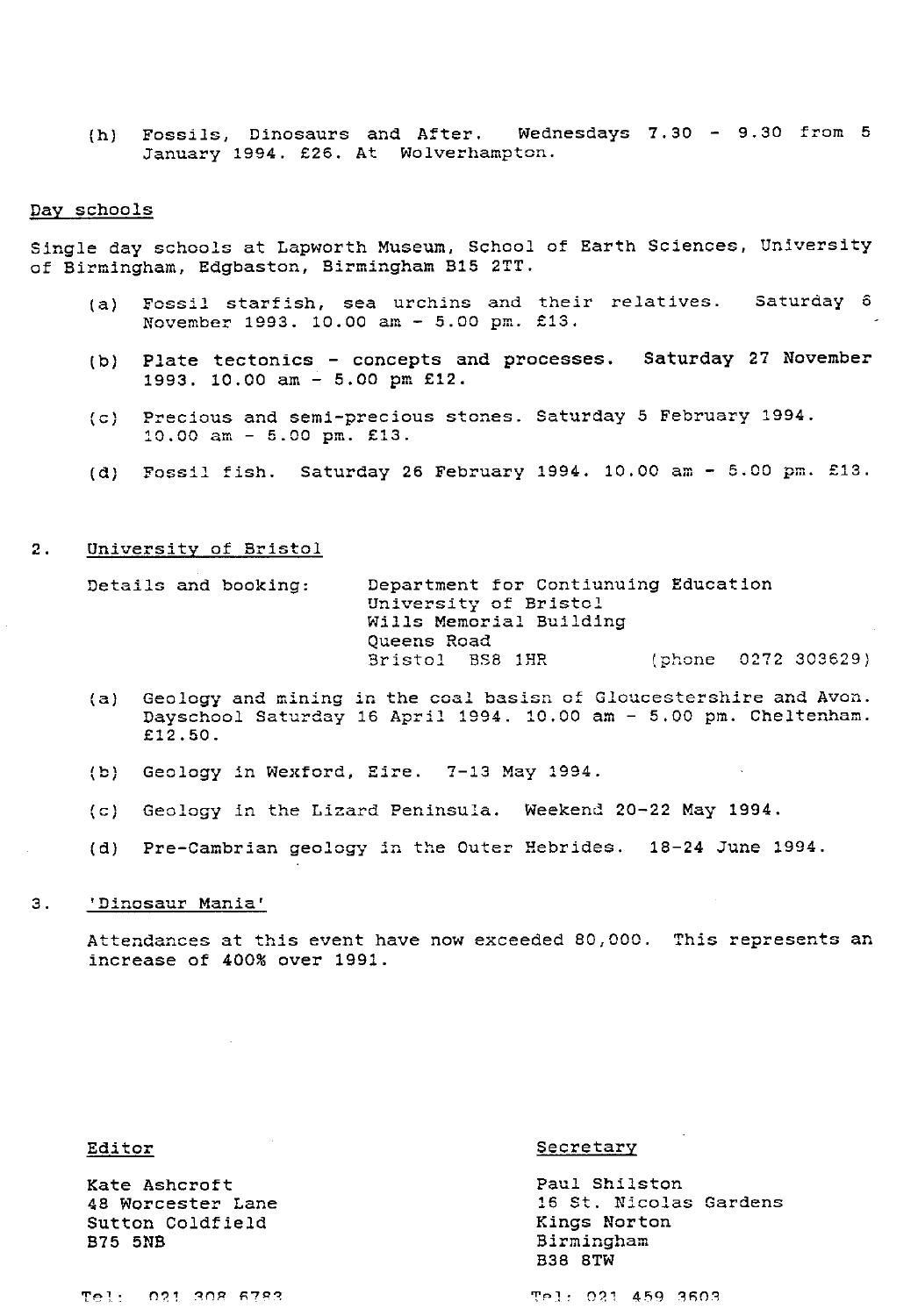(h) Fossils, Dinosaurs and After. Wednesdays 7.30 - 9.30 from 5 January 1994. £26. At Wolverhampton.

Day schools

Single day schools at Lapworth Museum, School of Earth Sciences, University of Birmingham, Edgbaston, Birmingham B15 2TT.

(a) Fossil starfish, sea urchins and their relatives. Saturday 6 November 1993. 10.00 am - 5.00 pm. £13.

(b) Plate tectonics - concepts and processes. Saturday 27 November 1993. 10.00 am - 5.00 pm £12.

(c) Precious and semi-precious stones. Saturday 5 February 1994. 10.00 am - 5.00 pm. £13.

(d) Fossil fish. Saturday 26 February 1994. 10.00 am - 5.00 pm. £13.

2. University of Bristol

Details and booking:

Department for Contiunuing Education
University of Bristol
Wills Memorial Building
Queens Road
Bristol BS8 1HR (phone 0272 303629)

(a) Geology and mining in the coal basisn of Gloucestershire and Avon. Dayschool Saturday 16 April 1994. 10.00 am - 5.00 pm. Cheltenham. £12.50.

(b) Geology in Wexford, Eire. 7-13 May 1994.

(c) Geology in the Lizard Peninsula. Weekend 20-22 May 1994.

(d) Pre-Cambrian geology in the Outer Hebrides. 18-24 June 1994.

3. 'Dinosaur Mania'

Attendances at this event have now exceeded 80,000. This represents an increase of 400% over 1991.

Editor

Kate Ashcroft
48 Worcester Lane
Sutton Coldfield
B75 5NB

Tel: 021 308 6783

Secretary

Paul Shilston
16 St. Nicolas Gardens
Kings Norton
Birmingham
B38 8TW

Tel: 021 459 3603